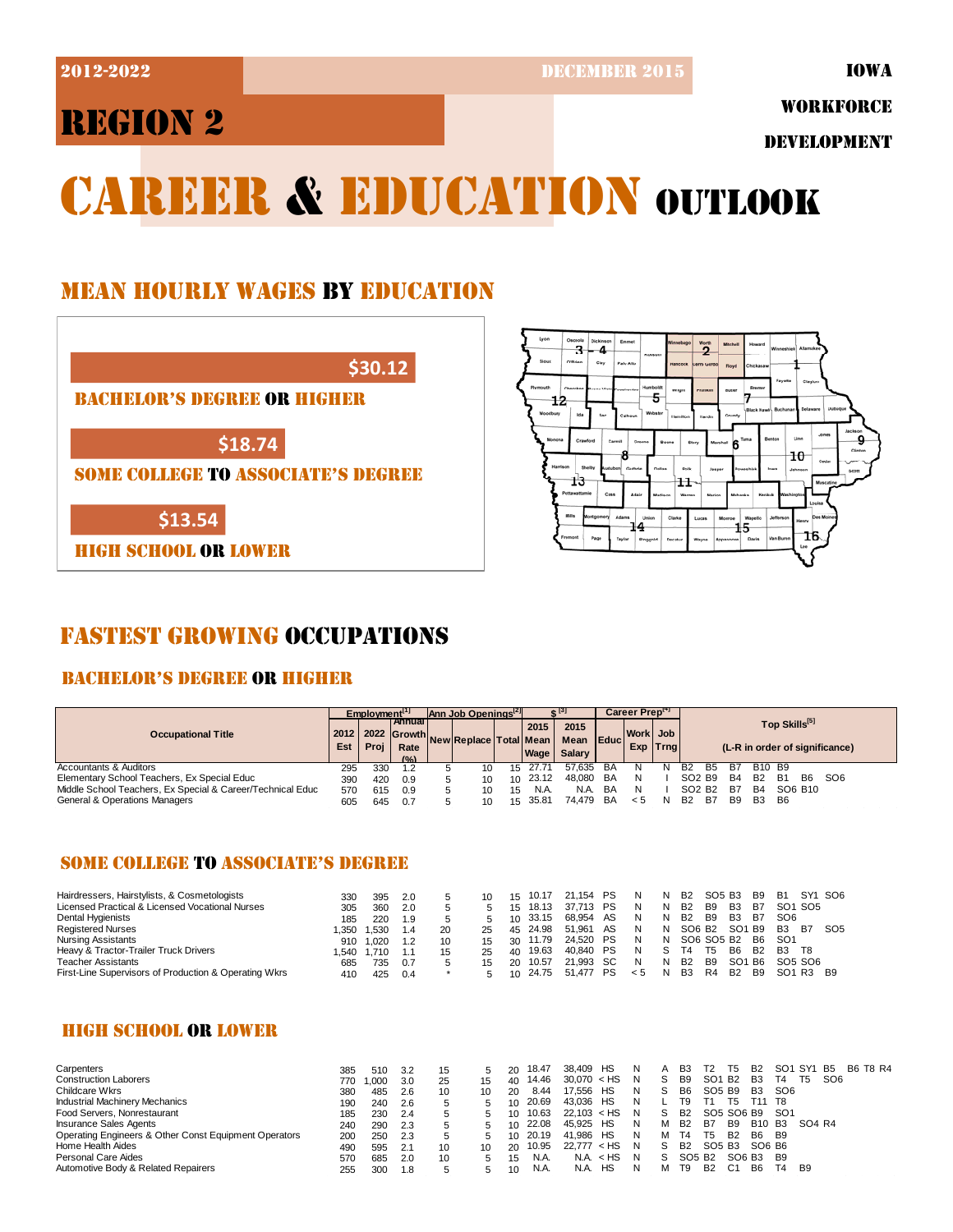2012-2022 | DECEMBER 2015 | IOWA WORKFORCE DEVELOPMENT

# REGION 2

# CAREER & EDUCATION OUTLOOK

## MEAN HOURLY WAGES BY EDUCATION

$30.12
BACHELOR'S DEGREE OR HIGHER

$18.74
SOME COLLEGE TO ASSOCIATE'S DEGREE

$13.54
HIGH SCHOOL OR LOWER

## FASTEST GROWING OCCUPATIONS

### BACHELOR'S DEGREE OR HIGHER

| Occupational Title | Employment[1] | | | Ann Job Openings[2] | | | $[3] | | Career Prep[4] | | | Top Skills[5] |
|---|---|---|---|---|---|---|---|---|---|---|---|---|
| | 2012 Est | 2022 Proj | Annual Growth Rate (%) | New | Replace | Total | 2015 Mean Wage | 2015 Mean Salary | Educ | Work Exp | Job Trng | (L-R in order of significance) |
| Accountants & Auditors | 295 | 330 | 1.2 | 5 | 10 | 15 | 27.71 | 57,635 | BA | N | N | B2 B5 B7 B10 B9 |
| Elementary School Teachers, Ex Special Educ | 390 | 420 | 0.9 | 5 | 10 | 10 | 23.12 | 48,080 | BA | N | I | SO2 B9 B4 B2 B1 B6 SO6 |
| Middle School Teachers, Ex Special & Career/Technical Educ | 570 | 615 | 0.9 | 5 | 10 | 15 | N.A. | N.A. | BA | N | I | SO2 B2 B7 B4 SO6 B10 |
| General & Operations Managers | 605 | 645 | 0.7 | 5 | 10 | 15 | 35.81 | 74,479 | BA | < 5 | N | B2 B7 B9 B3 B6 |

### SOME COLLEGE TO ASSOCIATE'S DEGREE

| Occupational Title | 2012 Est | 2022 Proj | Annual Growth Rate (%) | New | Replace | Total | 2015 Mean Wage | 2015 Mean Salary | Educ | Work Exp | Job Trng | Top Skills |
|---|---|---|---|---|---|---|---|---|---|---|---|---|
| Hairdressers, Hairstylists, & Cosmetologists | 330 | 395 | 2.0 | 5 | 10 | 15 | 10.17 | 21,154 | PS | N | N | B2 SO5 B3 B9 B1 SY1 SO6 |
| Licensed Practical & Licensed Vocational Nurses | 305 | 360 | 2.0 | 5 | 5 | 15 | 18.13 | 37,713 | PS | N | N | B2 B9 B3 B7 SO1 SO5 |
| Dental Hygienists | 185 | 220 | 1.9 | 5 | 5 | 10 | 33.15 | 68,954 | AS | N | N | B2 B9 B3 B7 SO6 |
| Registered Nurses | 1,350 | 1,530 | 1.4 | 20 | 25 | 45 | 24.98 | 51,961 | AS | N | N | SO6 B2 SO1 B9 B3 B7 SO5 |
| Nursing Assistants | 910 | 1,020 | 1.2 | 10 | 15 | 30 | 11.79 | 24,520 | PS | N | N | SO6 SO5 B2 B6 SO1 |
| Heavy & Tractor-Trailer Truck Drivers | 1,540 | 1,710 | 1.1 | 15 | 25 | 40 | 19.63 | 40,840 | PS | N | S | T4 T5 B6 B2 B3 T8 |
| Teacher Assistants | 685 | 735 | 0.7 | 5 | 15 | 20 | 10.57 | 21,993 | SC | N | N | B2 B9 SO1 B6 SO5 SO6 |
| First-Line Supervisors of Production & Operating Wkrs | 410 | 425 | 0.4 | * | 5 | 10 | 24.75 | 51,477 | PS | < 5 | N | B3 R4 B2 B9 SO1 R3 B9 |

### HIGH SCHOOL OR LOWER

| Occupational Title | 2012 Est | 2022 Proj | Annual Growth Rate (%) | New | Replace | Total | 2015 Mean Wage | 2015 Mean Salary | Educ | Work Exp | Job Trng | Top Skills |
|---|---|---|---|---|---|---|---|---|---|---|---|---|
| Carpenters | 385 | 510 | 3.2 | 15 | 5 | 20 | 18.47 | 38,409 | HS | N | A | B3 T2 T5 B2 SO1 SY1 B5 B6 T8 R4 |
| Construction Laborers | 770 | 1,000 | 3.0 | 25 | 15 | 40 | 14.46 | 30,070 | < HS | N | S | B9 SO1 B2 B3 T4 T5 SO6 |
| Childcare Wkrs | 380 | 485 | 2.6 | 10 | 10 | 20 | 8.44 | 17,556 | HS | N | S | B6 SO5 B9 B3 SO6 |
| Industrial Machinery Mechanics | 190 | 240 | 2.6 | 5 | 5 | 10 | 20.69 | 43,036 | HS | N | L | T9 T1 T5 T11 T8 |
| Food Servers, Nonrestaurant | 185 | 230 | 2.4 | 5 | 5 | 10 | 10.63 | 22,103 | < HS | N | S | B2 SO5 SO6 B9 SO1 |
| Insurance Sales Agents | 240 | 290 | 2.3 | 5 | 5 | 10 | 22.08 | 45,925 | HS | N | M | B2 B7 B9 B10 B3 SO4 R4 |
| Operating Engineers & Other Const Equipment Operators | 200 | 250 | 2.3 | 5 | 5 | 10 | 20.19 | 41,986 | HS | N | M | T4 T5 B2 B6 B9 |
| Home Health Aides | 490 | 595 | 2.1 | 10 | 10 | 20 | 10.95 | 22,777 | < HS | N | S | B2 SO5 B3 SO6 B6 |
| Personal Care Aides | 570 | 685 | 2.0 | 10 | 5 | 15 | N.A. | N.A. | < HS | N | S | SO5 B2 SO6 B3 B9 |
| Automotive Body & Related Repairers | 255 | 300 | 1.8 | 5 | 5 | 10 | N.A. | N.A. | HS | N | M | T9 B2 C1 B6 T4 B9 |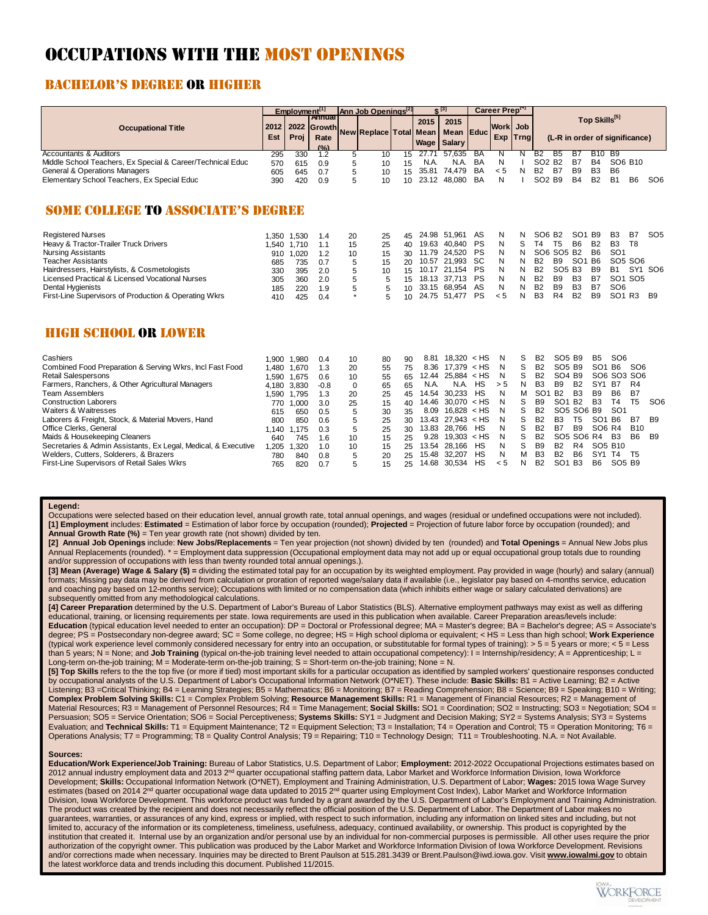# OCCUPATIONS WITH THE MOST OPENINGS

## BACHELOR'S DEGREE OR HIGHER

| Occupational Title | Employment[1] | | | Ann Job Openings[2] | | | $ [3] | | Career Prep[4] | | | Top Skills[5] | | | | | | |
|---|---|---|---|---|---|---|---|---|---|---|---|---|---|---|---|---|---|---|
| | 2012 Est | 2022 Proj | Annual Growth Rate (%) | New | Replace | Total | 2015 Mean Wage | 2015 Mean Salary | Educ | Work Exp | Job Trng | (L-R in order of significance) | | | | | | |
| Accountants & Auditors | 295 | 330 | 1.2 | 5 | 10 | 15 | 27.71 | 57,635 | BA | N | N | B2 | B5 | B7 | B10 | B9 | | |
| Middle School Teachers, Ex Special & Career/Technical Educ | 570 | 615 | 0.9 | 5 | 10 | 15 | N.A. | N.A. | BA | N | I | SO2 | B2 | B7 | B4 | SO6 | B10 | |
| General & Operations Managers | 605 | 645 | 0.7 | 5 | 10 | 15 | 35.81 | 74,479 | BA | < 5 | N | B2 | B7 | B9 | B3 | B6 | | |
| Elementary School Teachers, Ex Special Educ | 390 | 420 | 0.9 | 5 | 10 | 10 | 23.12 | 48,080 | BA | N | I | SO2 | B9 | B4 | B2 | B1 | B6 | SO6 |

## SOME COLLEGE TO ASSOCIATE'S DEGREE

| Occupational Title | 2012 Est | 2022 Proj | Annual Growth Rate (%) | New | Replace | Total | 2015 Mean Wage | 2015 Mean Salary | Educ | Work Exp | Job Trng | Top Skills | | | | | | |
|---|---|---|---|---|---|---|---|---|---|---|---|---|---|---|---|---|---|---|
| Registered Nurses | 1,350 | 1,530 | 1.4 | 20 | 25 | 45 | 24.98 | 51,961 | AS | N | N | SO6 | B2 | SO1 | B9 | B3 | B7 | SO5 |
| Heavy & Tractor-Trailer Truck Drivers | 1,540 | 1,710 | 1.1 | 15 | 25 | 40 | 19.63 | 40,840 | PS | N | S | T4 | T5 | B6 | B2 | B3 | T8 | |
| Nursing Assistants | 910 | 1,020 | 1.2 | 10 | 15 | 30 | 11.79 | 24,520 | PS | N | N | SO6 | SO5 | B2 | B6 | SO1 | | |
| Teacher Assistants | 685 | 735 | 0.7 | 5 | 15 | 20 | 10.57 | 21,993 | SC | N | N | B2 | B9 | SO1 | B6 | SO5 | SO6 | |
| Hairdressers, Hairstylists, & Cosmetologists | 330 | 395 | 2.0 | 5 | 10 | 15 | 10.17 | 21,154 | PS | N | N | B2 | SO5 | B3 | B9 | B1 | SY1 | SO6 |
| Licensed Practical & Licensed Vocational Nurses | 305 | 360 | 2.0 | 5 | 5 | 15 | 18.13 | 37,713 | PS | N | N | B2 | B9 | B3 | B7 | SO1 | SO5 | |
| Dental Hygienists | 185 | 220 | 1.9 | 5 | 5 | 10 | 33.15 | 68,954 | AS | N | N | B2 | B9 | B3 | B7 | SO6 | | |
| First-Line Supervisors of Production & Operating Wkrs | 410 | 425 | 0.4 | * | 5 | 10 | 24.75 | 51,477 | PS | < 5 | N | B3 | R4 | B2 | B9 | SO1 | R3 | B9 |

## HIGH SCHOOL OR LOWER

| Occupational Title | 2012 Est | 2022 Proj | Annual Growth Rate (%) | New | Replace | Total | 2015 Mean Wage | 2015 Mean Salary | Educ | Work Exp | Job Trng | Top Skills | | | | | | |
|---|---|---|---|---|---|---|---|---|---|---|---|---|---|---|---|---|---|---|
| Cashiers | 1,900 | 1,980 | 0.4 | 10 | 80 | 90 | 8.81 | 18,320 | < HS | N | S | B2 | SO5 | B9 | B5 | SO6 | | |
| Combined Food Preparation & Serving Wkrs, Incl Fast Food | 1,480 | 1,670 | 1.3 | 20 | 55 | 75 | 8.36 | 17,379 | < HS | N | S | B2 | SO5 | B9 | SO1 | B6 | SO6 | |
| Retail Salespersons | 1,590 | 1,675 | 0.6 | 10 | 55 | 65 | 12.44 | 25,884 | < HS | N | S | B2 | SO4 | B9 | SO6 | SO3 | SO6 | |
| Farmers, Ranchers, & Other Agricultural Managers | 4,180 | 3,830 | -0.8 | 0 | 65 | 65 | N.A. | N.A. | HS | > 5 | N | B3 | B9 | B2 | SY1 | B7 | R4 | |
| Team Assemblers | 1,590 | 1,795 | 1.3 | 20 | 25 | 45 | 14.54 | 30,233 | HS | N | M | SO1 | B2 | B3 | B9 | B6 | B7 | |
| Construction Laborers | 770 | 1,000 | 3.0 | 25 | 15 | 40 | 14.46 | 30,070 | < HS | N | S | B9 | SO1 | B2 | B3 | T4 | T5 | SO6 |
| Waiters & Waitresses | 615 | 650 | 0.5 | 5 | 30 | 35 | 8.09 | 16,828 | < HS | N | S | B2 | SO5 | SO6 | B9 | SO1 | | |
| Laborers & Freight, Stock, & Material Movers, Hand | 800 | 850 | 0.6 | 5 | 25 | 30 | 13.43 | 27,943 | < HS | N | S | B2 | B3 | T5 | SO1 | B6 | B7 | B9 |
| Office Clerks, General | 1,140 | 1,175 | 0.3 | 5 | 25 | 30 | 13.83 | 28,766 | HS | N | S | B2 | B7 | B9 | SO6 | R4 | B10 | |
| Maids & Housekeeping Cleaners | 640 | 745 | 1.6 | 10 | 15 | 25 | 9.28 | 19,303 | < HS | N | S | B2 | SO5 | SO6 | R4 | B3 | B6 | B9 |
| Secretaries & Admin Assistants, Ex Legal, Medical, & Executive | 1,205 | 1,320 | 1.0 | 10 | 15 | 25 | 13.54 | 28,166 | HS | N | S | B9 | B2 | R4 | SO5 | B10 | | |
| Welders, Cutters, Solderers, & Brazers | 780 | 840 | 0.8 | 5 | 20 | 25 | 15.48 | 32,207 | HS | N | M | B3 | B2 | B6 | SY1 | T4 | T5 | |
| First-Line Supervisors of Retail Sales Wkrs | 765 | 820 | 0.7 | 5 | 15 | 25 | 14.68 | 30,534 | HS | < 5 | N | B2 | SO1 | B3 | B6 | SO5 | B9 | |

**Legend:**

Occupations were selected based on their education level, annual growth rate, total annual openings, and wages (residual or undefined occupations were not included).
**[1] Employment** includes: **Estimated** = Estimation of labor force by occupation (rounded); **Projected** = Projection of future labor force by occupation (rounded); and **Annual Growth Rate (%)** = Ten year growth rate (not shown) divided by ten.
**[2] Annual Job Openings** include: **New Jobs/Replacements** = Ten year projection (not shown) divided by ten (rounded) and **Total Openings** = Annual New Jobs plus Annual Replacements (rounded). * = Employment data suppression (Occupational employment data may not add up or equal occupational group totals due to rounding and/or suppression of occupations with less than twenty rounded total annual openings.).
**[3] Mean (Average) Wage & Salary ($) =** dividing the estimated total pay for an occupation by its weighted employment. Pay provided in wage (hourly) and salary (annual) formats; Missing pay data may be derived from calculation or proration of reported wage/salary data if available (i.e., legislator pay based on 4-months service, education and coaching pay based on 12-months service); Occupations with limited or no compensation data (which inhibits either wage or salary calculated derivations) are subsequently omitted from any methodological calculations.
**[4] Career Preparation** determined by the U.S. Department of Labor's Bureau of Labor Statistics (BLS). Alternative employment pathways may exist as well as differing educational, training, or licensing requirements per state. Iowa requirements are used in this publication when available. Career Preparation areas/levels include: **Education** (typical education level needed to enter an occupation): DP = Doctoral or Professional degree; MA = Master's degree; BA = Bachelor's degree; AS = Associate's degree; PS = Postsecondary non-degree award; SC = Some college, no degree; HS = High school diploma or equivalent; < HS = Less than high school; **Work Experience** (typical work experience level commonly considered necessary for entry into an occupation, or substitutable for formal types of training): > 5 = 5 years or more; < 5 = Less than 5 years; N = None; and **Job Training** (typical on-the-job training level needed to attain occupational competency): I = Internship/residency; A = Apprenticeship; L = Long-term on-the-job training; M = Moderate-term on-the-job training; S = Short-term on-the-job training; None = N.
**[5] Top Skills** refers to the the top five (or more if tied) most important skills for a particular occupation as identified by sampled workers' questionnaire responses conducted by occupational analysts of the U.S. Department of Labor's Occupational Information Network (O*NET). These include: **Basic Skills:** B1 = Active Learning; B2 = Active Listening; B3 =Critical Thinking; B4 = Learning Strategies; B5 = Mathematics; B6 = Monitoring; B7 = Reading Comprehension; B8 = Science; B9 = Speaking; B10 = Writing; **Complex Problem Solving Skills:** C1 = Complex Problem Solving; **Resource Management Skills:** R1 = Management of Financial Resources; R2 = Management of Material Resources; R3 = Management of Personnel Resources; R4 = Time Management; **Social Skills:** SO1 = Coordination; SO2 = Instructing; SO3 = Negotiation; SO4 = Persuasion; SO5 = Service Orientation; SO6 = Social Perceptiveness; **Systems Skills:** SY1 = Judgment and Decision Making; SY2 = Systems Analysis; SY3 = Systems Evaluation; and **Technical Skills:** T1 = Equipment Maintenance; T2 = Equipment Selection; T3 = Installation; T4 = Operation and Control; T5 = Operation Monitoring; T6 = Operations Analysis; T7 = Programming; T8 = Quality Control Analysis; T9 = Repairing; T10 = Technology Design; T11 = Troubleshooting. N.A. = Not Available.

**Sources:**

**Education/Work Experience/Job Training:** Bureau of Labor Statistics, U.S. Department of Labor; **Employment:** 2012-2022 Occupational Projections estimates based on 2012 annual industry employment data and 2013 2nd quarter occupational staffing pattern data, Labor Market and Workforce Information Division, Iowa Workforce Development; **Skills:** Occupational Information Network (O*NET), Employment and Training Administration, U.S. Department of Labor; **Wages:** 2015 Iowa Wage Survey estimates (based on 2014 2nd quarter occupational wage data updated to 2015 2nd quarter using Employment Cost Index), Labor Market and Workforce Information Division, Iowa Workforce Development. This workforce product was funded by a grant awarded by the U.S. Department of Labor's Employment and Training Administration. The product was created by the recipient and does not necessarily reflect the official position of the U.S. Department of Labor. The Department of Labor makes no guarantees, warranties, or assurances of any kind, express or implied, with respect to such information, including any information on linked sites and including, but not limited to, accuracy of the information or its completeness, timeliness, usefulness, adequacy, continued availability, or ownership. This product is copyrighted by the institution that created it. Internal use by an organization and/or personal use by an individual for non-commercial purposes is permissible. All other uses require the prior authorization of the copyright owner. This publication was produced by the Labor Market and Workforce Information Division of Iowa Workforce Development. Revisions and/or corrections made when necessary. Inquiries may be directed to Brent Paulson at 515.281.3439 or Brent.Paulson@iwd.iowa.gov. Visit **www.iowalmi.gov** to obtain the latest workforce data and trends including this document. Published 11/2015.

IOWA WORKFORCE DEVELOPMENT